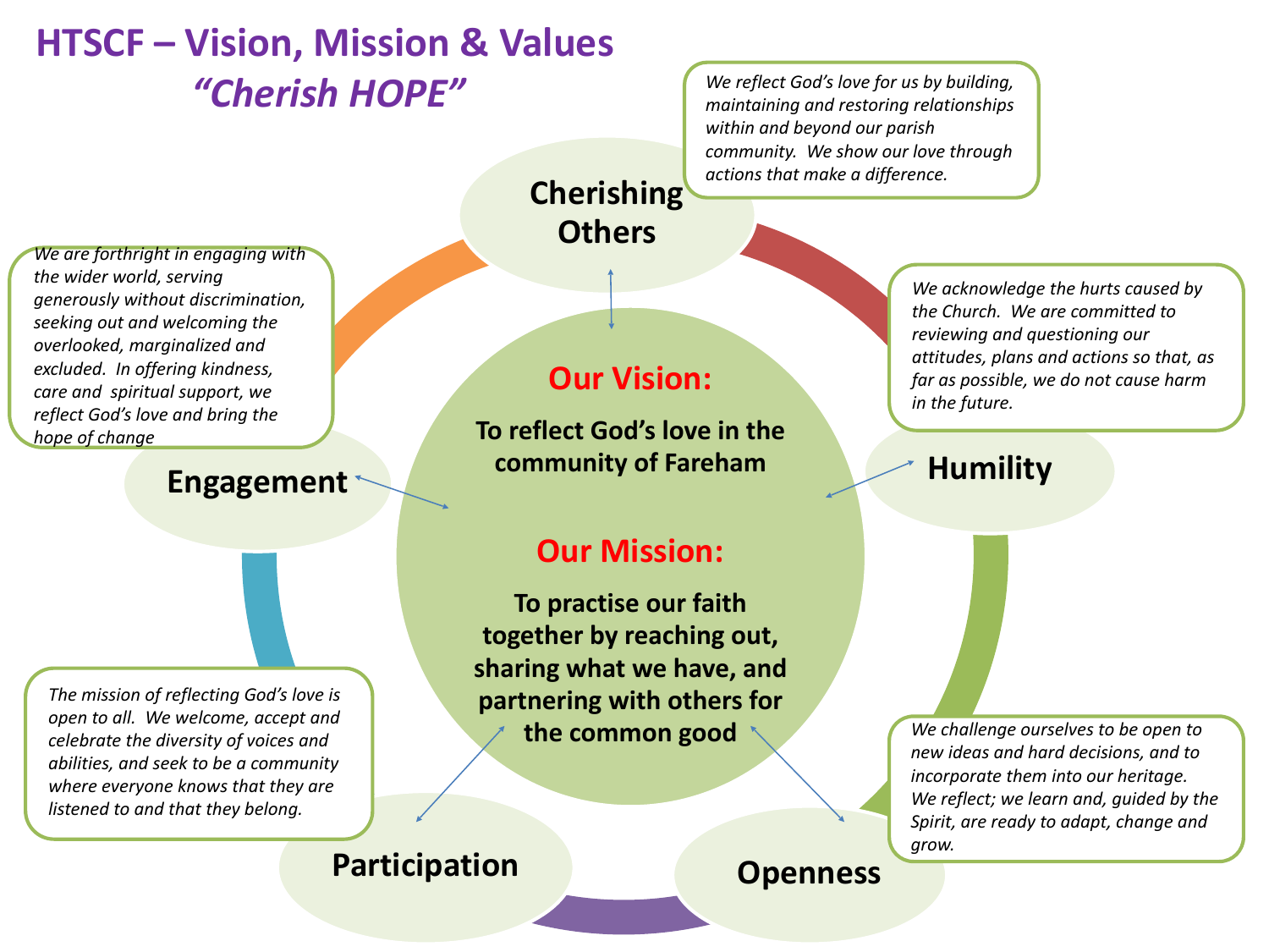# HTSCF – Vision, Mission & Values

## *"Cherish HOPE"*

## Our Vision:

**To reflect God's love in the community of Fareham**

## Our Mission:

**To practise our faith together by reaching out, sharing what we have, and partnering with others for the common good**

### Cherishing Others

*We reflect God's love for us by building, maintaining and restoring relationships within and beyond our parish community. We show our love through actions that make a difference.*

### Humility

*We acknowledge the hurts caused by the Church. We are committed to reviewing and questioning our attitudes, plans and actions so that, as far as possible, we do not cause harm in the future.*

### Openness

*We challenge ourselves to be open to new ideas and hard decisions, and to incorporate them into our heritage. We reflect; we learn and, guided by the Spirit, are ready to adapt, change and grow.*

### Participation

*The mission of reflecting God's love is open to all. We welcome, accept and celebrate the diversity of voices and abilities, and seek to be a community where everyone knows that they are listened to and that they belong.*

### Engagement

*We are forthright in engaging with the wider world, serving generously without discrimination, seeking out and welcoming the overlooked, marginalized and excluded. In offering kindness, care and spiritual support, we reflect God's love and bring the hope of change*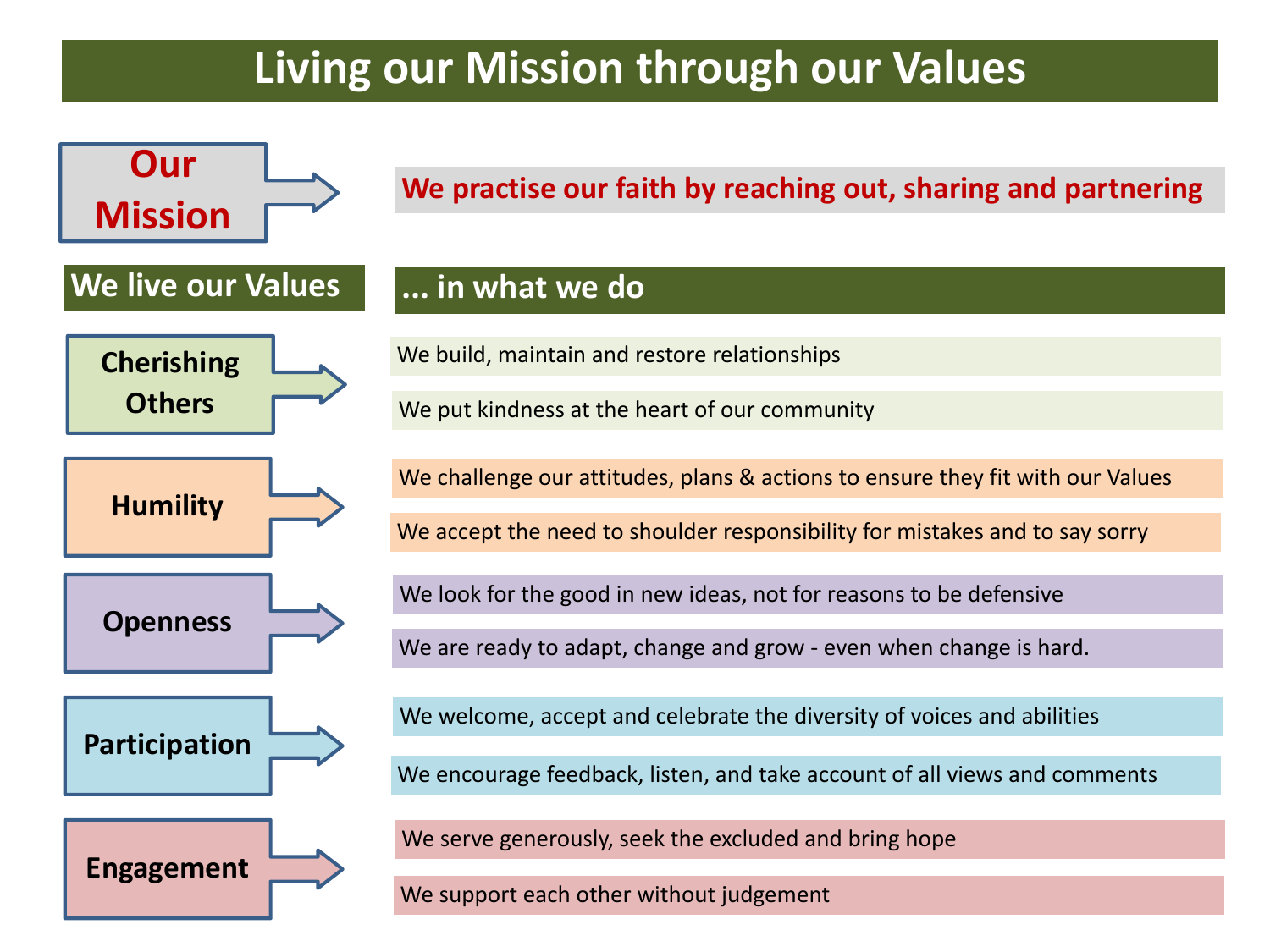# Living our Mission through our Values

**Our Mission** → **We practise our faith by reaching out, sharing and partnering**

| We live our Values | ... in what we do |
|---|---|
| **Cherishing Others** | We build, maintain and restore relationships |
| | We put kindness at the heart of our community |
| **Humility** | We challenge our attitudes, plans & actions to ensure they fit with our Values |
| | We accept the need to shoulder responsibility for mistakes and to say sorry |
| **Openness** | We look for the good in new ideas, not for reasons to be defensive |
| | We are ready to adapt, change and grow - even when change is hard. |
| **Participation** | We welcome, accept and celebrate the diversity of voices and abilities |
| | We encourage feedback, listen, and take account of all views and comments |
| **Engagement** | We serve generously, seek the excluded and bring hope |
| | We support each other without judgement |